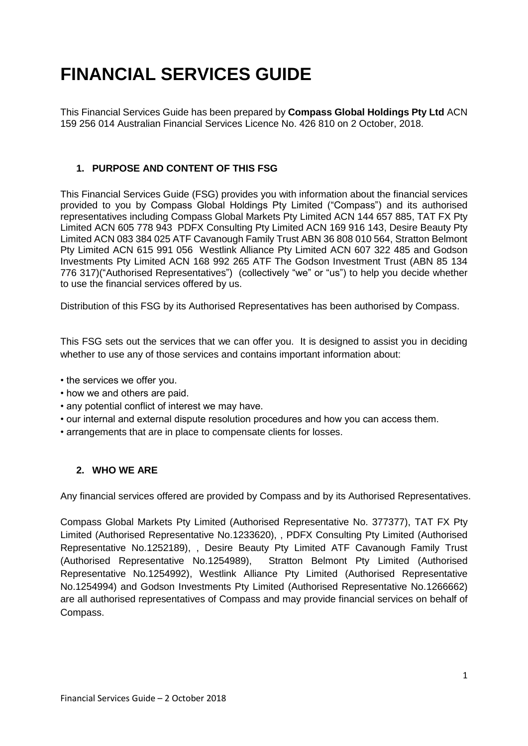# FINANCIAL SERVICES GUIDE

This Financial Services Guide has been prepared by **Compass Global Holdings Pty Ltd** ACN 159 256 014 Australian Financial Services Licence No. 426 810 on 2 October, 2018.

## 1. PURPOSE AND CONTENT OF THIS FSG

This Financial Services Guide (FSG) provides you with information about the financial services provided to you by Compass Global Holdings Pty Limited ("Compass") and its authorised representatives including Compass Global Markets Pty Limited ACN 144 657 885, TAT FX Pty Limited ACN 605 778 943 PDFX Consulting Pty Limited ACN 169 916 143, Desire Beauty Pty Limited ACN 083 384 025 ATF Cavanough Family Trust ABN 36 808 010 564, Stratton Belmont Pty Limited ACN 615 991 056 Westlink Alliance Pty Limited ACN 607 322 485 and Godson Investments Pty Limited ACN 168 992 265 ATF The Godson Investment Trust (ABN 85 134 776 317)("Authorised Representatives") (collectively "we" or "us") to help you decide whether to use the financial services offered by us.

Distribution of this FSG by its Authorised Representatives has been authorised by Compass.

This FSG sets out the services that we can offer you. It is designed to assist you in deciding whether to use any of those services and contains important information about:

- the services we offer you.
- how we and others are paid.
- any potential conflict of interest we may have.
- our internal and external dispute resolution procedures and how you can access them.
- arrangements that are in place to compensate clients for losses.

## 2. WHO WE ARE

Any financial services offered are provided by Compass and by its Authorised Representatives.

Compass Global Markets Pty Limited (Authorised Representative No. 377377), TAT FX Pty Limited (Authorised Representative No.1233620), , PDFX Consulting Pty Limited (Authorised Representative No.1252189), , Desire Beauty Pty Limited ATF Cavanough Family Trust (Authorised Representative No.1254989), Stratton Belmont Pty Limited (Authorised Representative No.1254992), Westlink Alliance Pty Limited (Authorised Representative No.1254994) and Godson Investments Pty Limited (Authorised Representative No.1266662) are all authorised representatives of Compass and may provide financial services on behalf of Compass.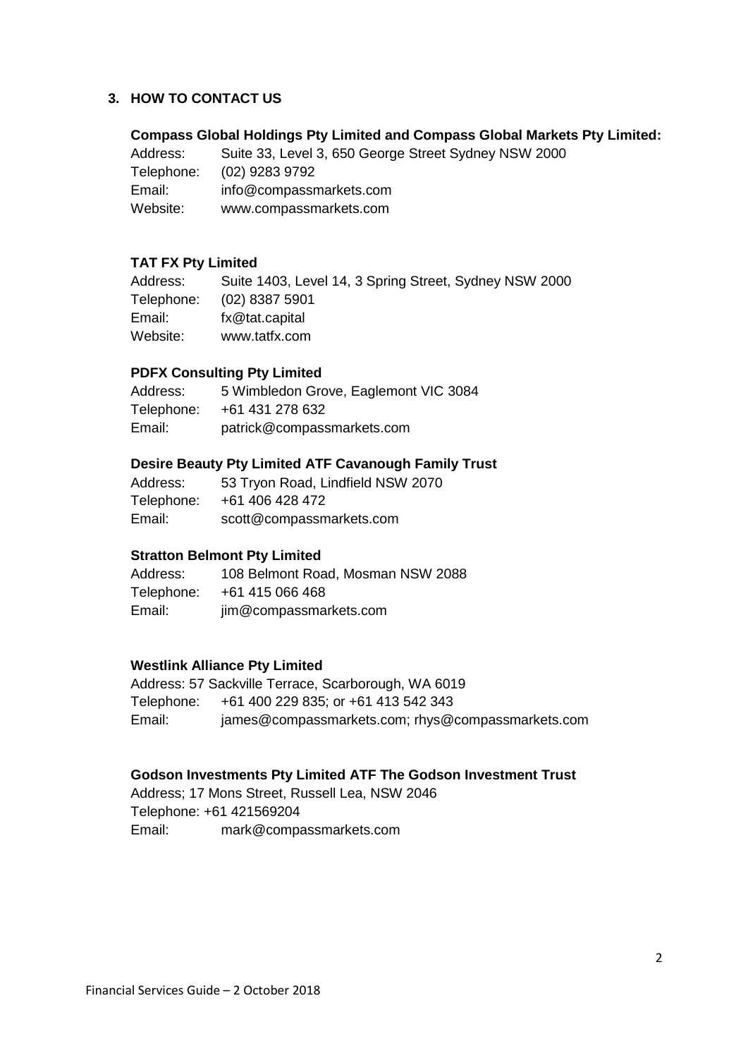## 3. HOW TO CONTACT US

**Compass Global Holdings Pty Limited and Compass Global Markets Pty Limited:**

Address: Suite 33, Level 3, 650 George Street Sydney NSW 2000
Telephone: (02) 9283 9792
Email: info@compassmarkets.com
Website: www.compassmarkets.com

**TAT FX Pty Limited**

Address: Suite 1403, Level 14, 3 Spring Street, Sydney NSW 2000
Telephone: (02) 8387 5901
Email: fx@tat.capital
Website: www.tatfx.com

**PDFX Consulting Pty Limited**

Address: 5 Wimbledon Grove, Eaglemont VIC 3084
Telephone: +61 431 278 632
Email: patrick@compassmarkets.com

**Desire Beauty Pty Limited ATF Cavanough Family Trust**

Address: 53 Tryon Road, Lindfield NSW 2070
Telephone: +61 406 428 472
Email: scott@compassmarkets.com

**Stratton Belmont Pty Limited**

Address: 108 Belmont Road, Mosman NSW 2088
Telephone: +61 415 066 468
Email: jim@compassmarkets.com

**Westlink Alliance Pty Limited**

Address: 57 Sackville Terrace, Scarborough, WA 6019
Telephone: +61 400 229 835; or +61 413 542 343
Email: james@compassmarkets.com; rhys@compassmarkets.com

**Godson Investments Pty Limited ATF The Godson Investment Trust**

Address; 17 Mons Street, Russell Lea, NSW 2046
Telephone: +61 421569204
Email: mark@compassmarkets.com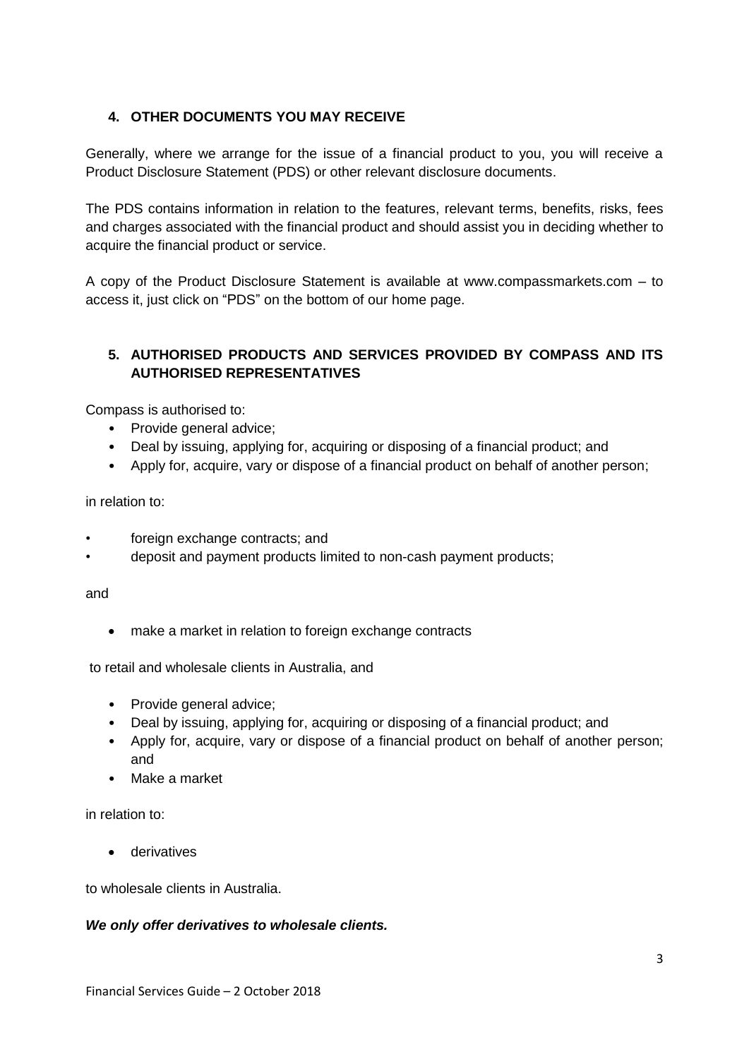## 4. OTHER DOCUMENTS YOU MAY RECEIVE

Generally, where we arrange for the issue of a financial product to you, you will receive a Product Disclosure Statement (PDS) or other relevant disclosure documents.

The PDS contains information in relation to the features, relevant terms, benefits, risks, fees and charges associated with the financial product and should assist you in deciding whether to acquire the financial product or service.

A copy of the Product Disclosure Statement is available at www.compassmarkets.com – to access it, just click on "PDS" on the bottom of our home page.

## 5. AUTHORISED PRODUCTS AND SERVICES PROVIDED BY COMPASS AND ITS AUTHORISED REPRESENTATIVES

Compass is authorised to:

- Provide general advice;
- Deal by issuing, applying for, acquiring or disposing of a financial product; and
- Apply for, acquire, vary or dispose of a financial product on behalf of another person;

in relation to:

- foreign exchange contracts; and
- deposit and payment products limited to non-cash payment products;

and

- make a market in relation to foreign exchange contracts

to retail and wholesale clients in Australia, and

- Provide general advice;
- Deal by issuing, applying for, acquiring or disposing of a financial product; and
- Apply for, acquire, vary or dispose of a financial product on behalf of another person; and
- Make a market

in relation to:

- derivatives

to wholesale clients in Australia.

***We only offer derivatives to wholesale clients.***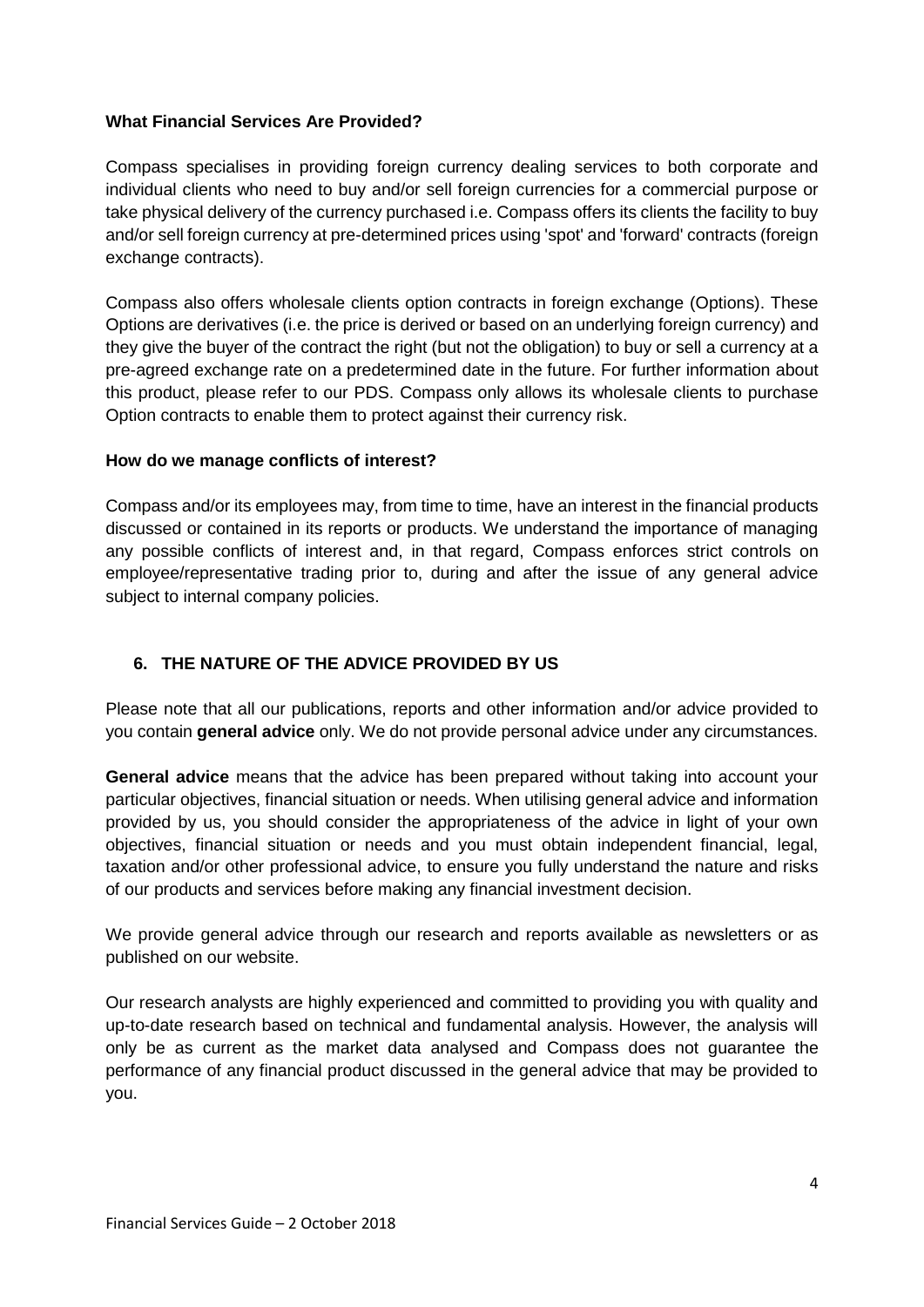**What Financial Services Are Provided?**

Compass specialises in providing foreign currency dealing services to both corporate and individual clients who need to buy and/or sell foreign currencies for a commercial purpose or take physical delivery of the currency purchased i.e. Compass offers its clients the facility to buy and/or sell foreign currency at pre-determined prices using 'spot' and 'forward' contracts (foreign exchange contracts).

Compass also offers wholesale clients option contracts in foreign exchange (Options). These Options are derivatives (i.e. the price is derived or based on an underlying foreign currency) and they give the buyer of the contract the right (but not the obligation) to buy or sell a currency at a pre-agreed exchange rate on a predetermined date in the future. For further information about this product, please refer to our PDS. Compass only allows its wholesale clients to purchase Option contracts to enable them to protect against their currency risk.

**How do we manage conflicts of interest?**

Compass and/or its employees may, from time to time, have an interest in the financial products discussed or contained in its reports or products. We understand the importance of managing any possible conflicts of interest and, in that regard, Compass enforces strict controls on employee/representative trading prior to, during and after the issue of any general advice subject to internal company policies.

## 6. THE NATURE OF THE ADVICE PROVIDED BY US

Please note that all our publications, reports and other information and/or advice provided to you contain **general advice** only. We do not provide personal advice under any circumstances.

**General advice** means that the advice has been prepared without taking into account your particular objectives, financial situation or needs. When utilising general advice and information provided by us, you should consider the appropriateness of the advice in light of your own objectives, financial situation or needs and you must obtain independent financial, legal, taxation and/or other professional advice, to ensure you fully understand the nature and risks of our products and services before making any financial investment decision.

We provide general advice through our research and reports available as newsletters or as published on our website.

Our research analysts are highly experienced and committed to providing you with quality and up-to-date research based on technical and fundamental analysis. However, the analysis will only be as current as the market data analysed and Compass does not guarantee the performance of any financial product discussed in the general advice that may be provided to you.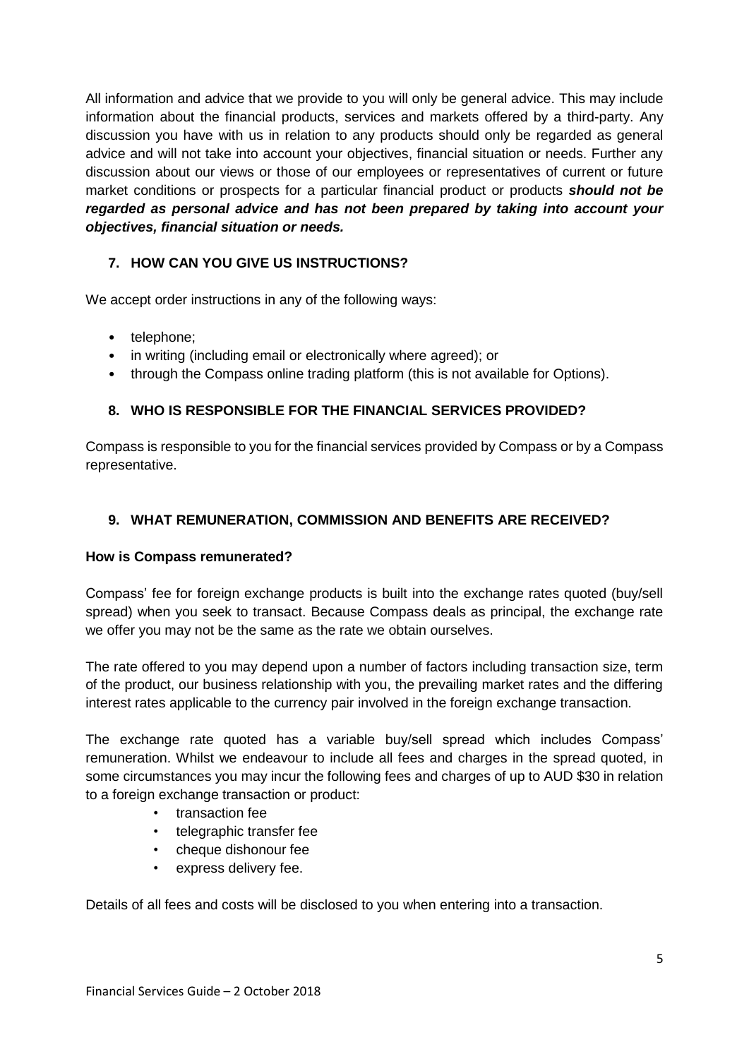All information and advice that we provide to you will only be general advice. This may include information about the financial products, services and markets offered by a third-party. Any discussion you have with us in relation to any products should only be regarded as general advice and will not take into account your objectives, financial situation or needs. Further any discussion about our views or those of our employees or representatives of current or future market conditions or prospects for a particular financial product or products ***should not be regarded as personal advice and has not been prepared by taking into account your objectives, financial situation or needs.***

## 7. HOW CAN YOU GIVE US INSTRUCTIONS?

We accept order instructions in any of the following ways:

- telephone;
- in writing (including email or electronically where agreed); or
- through the Compass online trading platform (this is not available for Options).

## 8. WHO IS RESPONSIBLE FOR THE FINANCIAL SERVICES PROVIDED?

Compass is responsible to you for the financial services provided by Compass or by a Compass representative.

## 9. WHAT REMUNERATION, COMMISSION AND BENEFITS ARE RECEIVED?

**How is Compass remunerated?**

Compass' fee for foreign exchange products is built into the exchange rates quoted (buy/sell spread) when you seek to transact. Because Compass deals as principal, the exchange rate we offer you may not be the same as the rate we obtain ourselves.

The rate offered to you may depend upon a number of factors including transaction size, term of the product, our business relationship with you, the prevailing market rates and the differing interest rates applicable to the currency pair involved in the foreign exchange transaction.

The exchange rate quoted has a variable buy/sell spread which includes Compass' remuneration. Whilst we endeavour to include all fees and charges in the spread quoted, in some circumstances you may incur the following fees and charges of up to AUD $30 in relation to a foreign exchange transaction or product:

- transaction fee
- telegraphic transfer fee
- cheque dishonour fee
- express delivery fee.

Details of all fees and costs will be disclosed to you when entering into a transaction.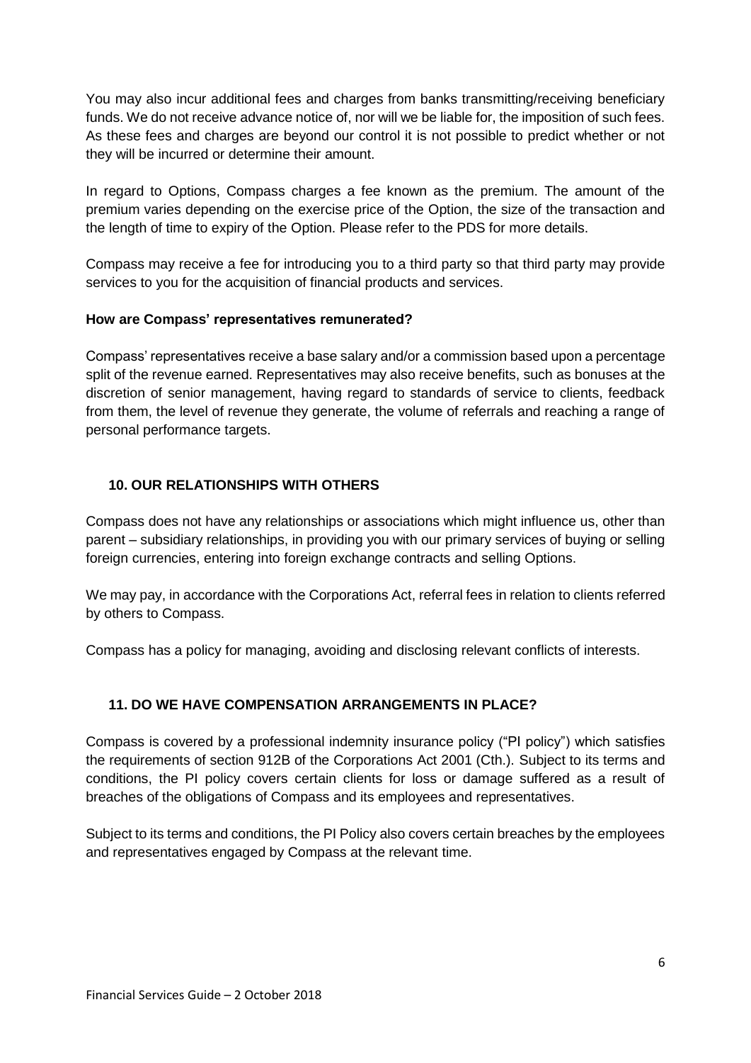You may also incur additional fees and charges from banks transmitting/receiving beneficiary funds. We do not receive advance notice of, nor will we be liable for, the imposition of such fees. As these fees and charges are beyond our control it is not possible to predict whether or not they will be incurred or determine their amount.

In regard to Options, Compass charges a fee known as the premium. The amount of the premium varies depending on the exercise price of the Option, the size of the transaction and the length of time to expiry of the Option. Please refer to the PDS for more details.

Compass may receive a fee for introducing you to a third party so that third party may provide services to you for the acquisition of financial products and services.

**How are Compass' representatives remunerated?**

Compass' representatives receive a base salary and/or a commission based upon a percentage split of the revenue earned. Representatives may also receive benefits, such as bonuses at the discretion of senior management, having regard to standards of service to clients, feedback from them, the level of revenue they generate, the volume of referrals and reaching a range of personal performance targets.

## 10. OUR RELATIONSHIPS WITH OTHERS

Compass does not have any relationships or associations which might influence us, other than parent – subsidiary relationships, in providing you with our primary services of buying or selling foreign currencies, entering into foreign exchange contracts and selling Options.

We may pay, in accordance with the Corporations Act, referral fees in relation to clients referred by others to Compass.

Compass has a policy for managing, avoiding and disclosing relevant conflicts of interests.

## 11. DO WE HAVE COMPENSATION ARRANGEMENTS IN PLACE?

Compass is covered by a professional indemnity insurance policy ("PI policy") which satisfies the requirements of section 912B of the Corporations Act 2001 (Cth.). Subject to its terms and conditions, the PI policy covers certain clients for loss or damage suffered as a result of breaches of the obligations of Compass and its employees and representatives.

Subject to its terms and conditions, the PI Policy also covers certain breaches by the employees and representatives engaged by Compass at the relevant time.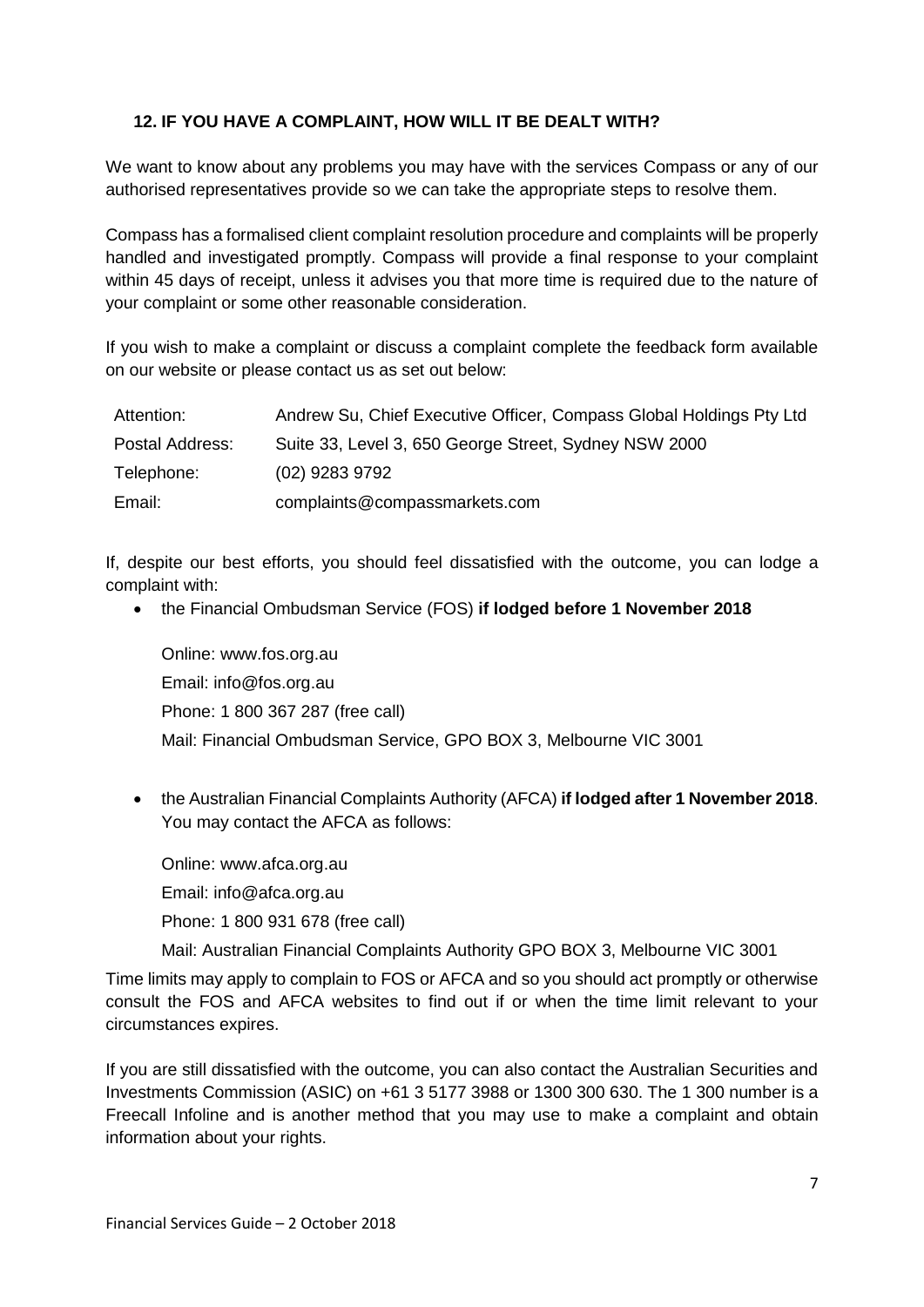## 12. IF YOU HAVE A COMPLAINT, HOW WILL IT BE DEALT WITH?

We want to know about any problems you may have with the services Compass or any of our authorised representatives provide so we can take the appropriate steps to resolve them.

Compass has a formalised client complaint resolution procedure and complaints will be properly handled and investigated promptly. Compass will provide a final response to your complaint within 45 days of receipt, unless it advises you that more time is required due to the nature of your complaint or some other reasonable consideration.

If you wish to make a complaint or discuss a complaint complete the feedback form available on our website or please contact us as set out below:

| | |
|---|---|
| Attention: | Andrew Su, Chief Executive Officer, Compass Global Holdings Pty Ltd |
| Postal Address: | Suite 33, Level 3, 650 George Street, Sydney NSW 2000 |
| Telephone: | (02) 9283 9792 |
| Email: | complaints@compassmarkets.com |

If, despite our best efforts, you should feel dissatisfied with the outcome, you can lodge a complaint with:

- the Financial Ombudsman Service (FOS) **if lodged before 1 November 2018**

  Online: www.fos.org.au
  Email: info@fos.org.au
  Phone: 1 800 367 287 (free call)
  Mail: Financial Ombudsman Service, GPO BOX 3, Melbourne VIC 3001

- the Australian Financial Complaints Authority (AFCA) **if lodged after 1 November 2018**. You may contact the AFCA as follows:

  Online: www.afca.org.au
  Email: info@afca.org.au
  Phone: 1 800 931 678 (free call)
  Mail: Australian Financial Complaints Authority GPO BOX 3, Melbourne VIC 3001

Time limits may apply to complain to FOS or AFCA and so you should act promptly or otherwise consult the FOS and AFCA websites to find out if or when the time limit relevant to your circumstances expires.

If you are still dissatisfied with the outcome, you can also contact the Australian Securities and Investments Commission (ASIC) on +61 3 5177 3988 or 1300 300 630. The 1 300 number is a Freecall Infoline and is another method that you may use to make a complaint and obtain information about your rights.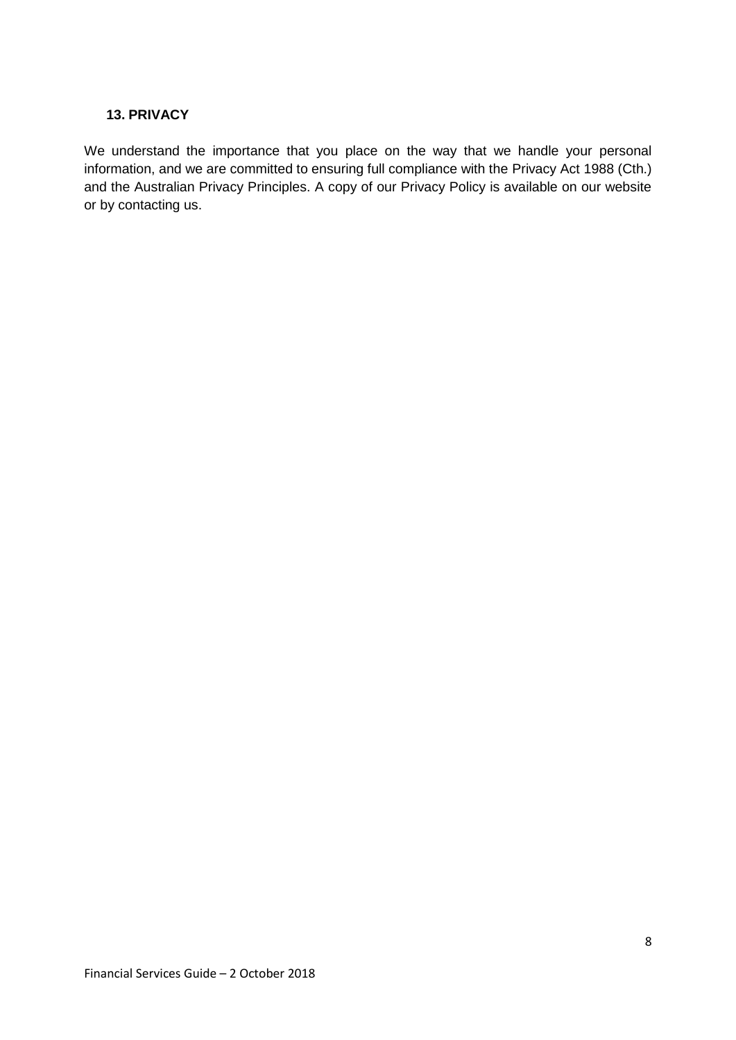## 13. PRIVACY

We understand the importance that you place on the way that we handle your personal information, and we are committed to ensuring full compliance with the Privacy Act 1988 (Cth.) and the Australian Privacy Principles. A copy of our Privacy Policy is available on our website or by contacting us.